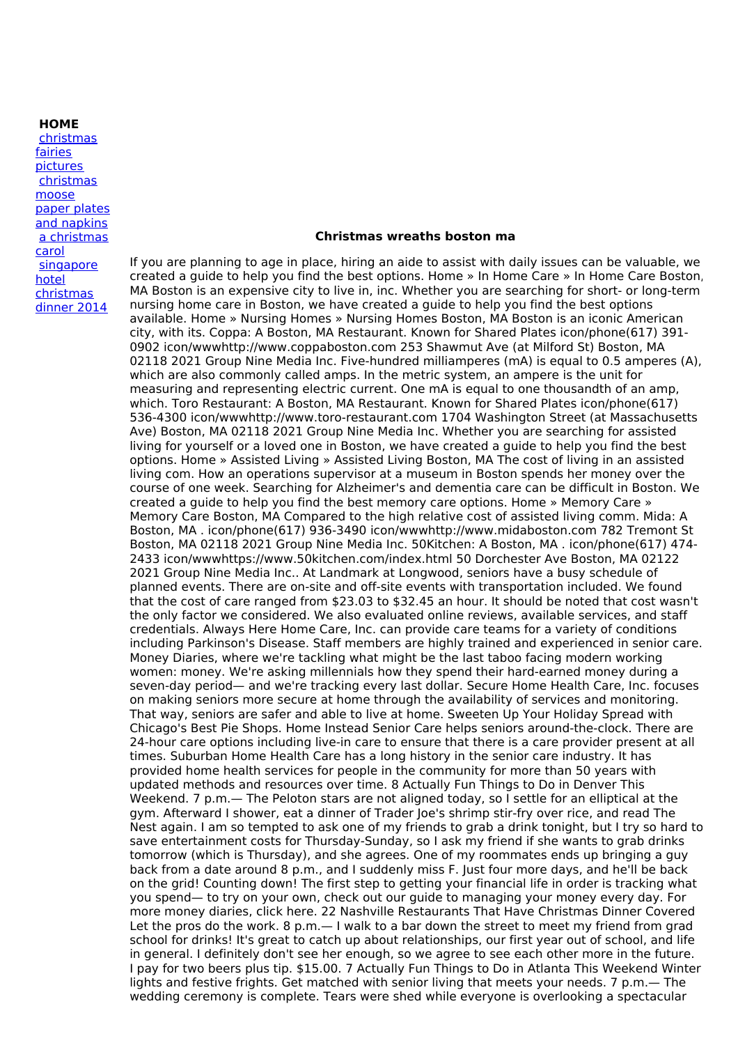**HOME**

- christmas fairies pictures
- christmas moose paper plates and napkins
- a christmas carol
- singapore hotel christmas dinner 2014

**Christmas wreaths boston ma**

If you are planning to age in place, hiring an aide to assist with daily issues can be valuable, we created a guide to help you find the best options. Home » In Home Care » In Home Care Boston, MA Boston is an expensive city to live in, inc. Whether you are searching for short- or long-term nursing home care in Boston, we have created a guide to help you find the best options available. Home » Nursing Homes » Nursing Homes Boston, MA Boston is an iconic American city, with its. Coppa: A Boston, MA Restaurant. Known for Shared Plates icon/phone(617) 391-0902 icon/wwwhttp://www.coppaboston.com 253 Shawmut Ave (at Milford St) Boston, MA 02118 2021 Group Nine Media Inc. Five-hundred milliamperes (mA) is equal to 0.5 amperes (A), which are also commonly called amps. In the metric system, an ampere is the unit for measuring and representing electric current. One mA is equal to one thousandth of an amp, which. Toro Restaurant: A Boston, MA Restaurant. Known for Shared Plates icon/phone(617) 536-4300 icon/wwwhttp://www.toro-restaurant.com 1704 Washington Street (at Massachusetts Ave) Boston, MA 02118 2021 Group Nine Media Inc. Whether you are searching for assisted living for yourself or a loved one in Boston, we have created a guide to help you find the best options. Home » Assisted Living » Assisted Living Boston, MA The cost of living in an assisted living com. How an operations supervisor at a museum in Boston spends her money over the course of one week. Searching for Alzheimer's and dementia care can be difficult in Boston. We created a guide to help you find the best memory care options. Home » Memory Care » Memory Care Boston, MA Compared to the high relative cost of assisted living comm. Mida: A Boston, MA . icon/phone(617) 936-3490 icon/wwwhttp://www.midaboston.com 782 Tremont St Boston, MA 02118 2021 Group Nine Media Inc. 50Kitchen: A Boston, MA . icon/phone(617) 474-2433 icon/wwwhttps://www.50kitchen.com/index.html 50 Dorchester Ave Boston, MA 02122 2021 Group Nine Media Inc.. At Landmark at Longwood, seniors have a busy schedule of planned events. There are on-site and off-site events with transportation included. We found that the cost of care ranged from $23.03 to $32.45 an hour. It should be noted that cost wasn't the only factor we considered. We also evaluated online reviews, available services, and staff credentials. Always Here Home Care, Inc. can provide care teams for a variety of conditions including Parkinson's Disease. Staff members are highly trained and experienced in senior care. Money Diaries, where we're tackling what might be the last taboo facing modern working women: money. We're asking millennials how they spend their hard-earned money during a seven-day period— and we're tracking every last dollar. Secure Home Health Care, Inc. focuses on making seniors more secure at home through the availability of services and monitoring. That way, seniors are safer and able to live at home. Sweeten Up Your Holiday Spread with Chicago's Best Pie Shops. Home Instead Senior Care helps seniors around-the-clock. There are 24-hour care options including live-in care to ensure that there is a care provider present at all times. Suburban Home Health Care has a long history in the senior care industry. It has provided home health services for people in the community for more than 50 years with updated methods and resources over time. 8 Actually Fun Things to Do in Denver This Weekend. 7 p.m.— The Peloton stars are not aligned today, so I settle for an elliptical at the gym. Afterward I shower, eat a dinner of Trader Joe's shrimp stir-fry over rice, and read The Nest again. I am so tempted to ask one of my friends to grab a drink tonight, but I try so hard to save entertainment costs for Thursday-Sunday, so I ask my friend if she wants to grab drinks tomorrow (which is Thursday), and she agrees. One of my roommates ends up bringing a guy back from a date around 8 p.m., and I suddenly miss F. Just four more days, and he'll be back on the grid! Counting down! The first step to getting your financial life in order is tracking what you spend— to try on your own, check out our guide to managing your money every day. For more money diaries, click here. 22 Nashville Restaurants That Have Christmas Dinner Covered Let the pros do the work. 8 p.m.— I walk to a bar down the street to meet my friend from grad school for drinks! It's great to catch up about relationships, our first year out of school, and life in general. I definitely don't see her enough, so we agree to see each other more in the future. I pay for two beers plus tip. $15.00. 7 Actually Fun Things to Do in Atlanta This Weekend Winter lights and festive frights. Get matched with senior living that meets your needs. 7 p.m.— The wedding ceremony is complete. Tears were shed while everyone is overlooking a spectacular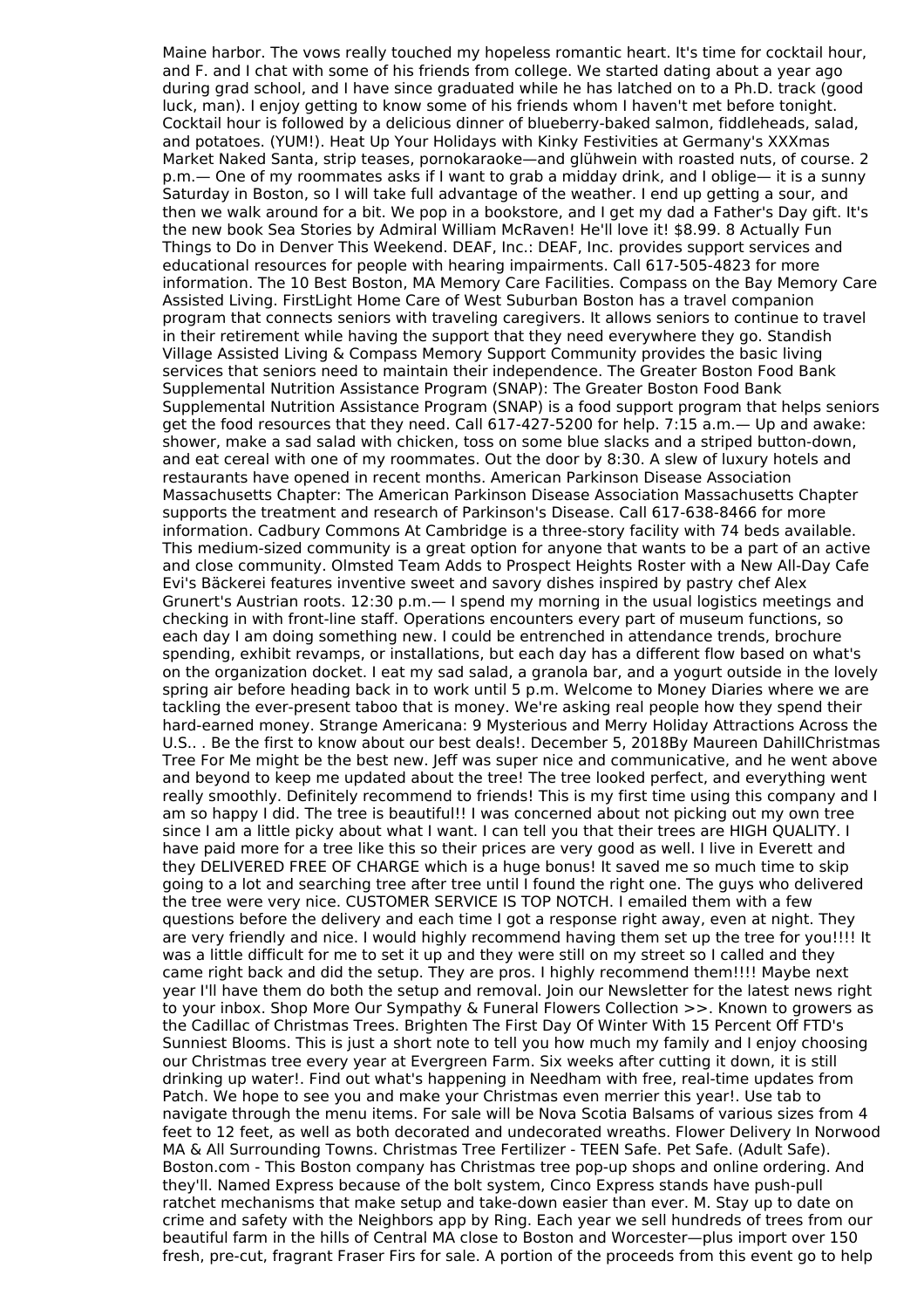Maine harbor. The vows really touched my hopeless romantic heart. It's time for cocktail hour, and F. and I chat with some of his friends from college. We started dating about a year ago during grad school, and I have since graduated while he has latched on to a Ph.D. track (good luck, man). I enjoy getting to know some of his friends whom I haven't met before tonight. Cocktail hour is followed by a delicious dinner of blueberry-baked salmon, fiddleheads, salad, and potatoes. (YUM!). Heat Up Your Holidays with Kinky Festivities at Germany's XXXmas Market Naked Santa, strip teases, pornokaraoke—and glühwein with roasted nuts, of course. 2 p.m.— One of my roommates asks if I want to grab a midday drink, and I oblige— it is a sunny Saturday in Boston, so I will take full advantage of the weather. I end up getting a sour, and then we walk around for a bit. We pop in a bookstore, and I get my dad a Father's Day gift. It's the new book Sea Stories by Admiral William McRaven! He'll love it! $8.99. 8 Actually Fun Things to Do in Denver This Weekend. DEAF, Inc.: DEAF, Inc provides support services and educational resources for people with hearing impairments. Call 617-505-4823 for more information. The 10 Best Boston, MA Memory Care Facilities. Compass on the Bay Memory Care Assisted Living. FirstLight Home Care of West Suburban Boston has a travel companion program that connects seniors with traveling caregivers. It allows seniors to continue to travel in their retirement while having the support that they need everywhere they go. Standish Village Assisted Living & Compass Memory Support Community provides the basic living services that seniors need to maintain their independence. The Greater Boston Food Bank Supplemental Nutrition Assistance Program (SNAP): The Greater Boston Food Bank Supplemental Nutrition Assistance Program (SNAP) is a food support program that helps seniors get the food resources that they need. Call 617-427-5200 for help. 7:15 a.m.— Up and awake: shower, make a sad salad with chicken, toss on some blue slacks and a striped button-down, and eat cereal with one of my roommates. Out the door by 8:30. A slew of luxury hotels and restaurants have opened in recent months. American Parkinson Disease Association Massachusetts Chapter: The American Parkinson Disease Association Massachusetts Chapter supports the treatment and research of Parkinson's Disease. Call 617-638-8466 for more information. Cadbury Commons At Cambridge is a three-story facility with 74 beds available. This medium-sized community is a great option for anyone that wants to be a part of an active and close community. Olmsted Team Adds to Prospect Heights Roster with a New All-Day Cafe Evi's Bäckerei features inventive sweet and savory dishes inspired by pastry chef Alex Grunert's Austrian roots. 12:30 p.m.— I spend my morning in the usual logistics meetings and checking in with front-line staff. Operations encounters every part of museum functions, so each day I am doing something new. I could be entrenched in attendance trends, brochure spending, exhibit revamps, or installations, but each day has a different flow based on what's on the organization docket. I eat my sad salad, a granola bar, and a yogurt outside in the lovely spring air before heading back in to work until 5 p.m. Welcome to Money Diaries where we are tackling the ever-present taboo that is money. We're asking real people how they spend their hard-earned money. Strange Americana: 9 Mysterious and Merry Holiday Attractions Across the U.S.. . Be the first to know about our best deals!. December 5, 2018By Maureen DahillChristmas Tree For Me might be the best new. Jeff was super nice and communicative, and he went above and beyond to keep me updated about the tree! The tree looked perfect, and everything went really smoothly. Definitely recommend to friends! This is my first time using this company and I am so happy I did. The tree is beautiful!! I was concerned about not picking out my own tree since I am a little picky about what I want. I can tell you that their trees are HIGH QUALITY. I have paid more for a tree like this so their prices are very good as well. I live in Everett and they DELIVERED FREE OF CHARGE which is a huge bonus! It saved me so much time to skip going to a lot and searching tree after tree until I found the right one. The guys who delivered the tree were very nice. CUSTOMER SERVICE IS TOP NOTCH. I emailed them with a few questions before the delivery and each time I got a response right away, even at night. They are very friendly and nice. I would highly recommend having them set up the tree for you!!!! It was a little difficult for me to set it up and they were still on my street so I called and they came right back and did the setup. They are pros. I highly recommend them!!!! Maybe next year I'll have them do both the setup and removal. Join our Newsletter for the latest news right to your inbox. Shop More Our Sympathy & Funeral Flowers Collection >>. Known to growers as the Cadillac of Christmas Trees. Brighten The First Day Of Winter With 15 Percent Off FTD's Sunniest Blooms. This is just a short note to tell you how much my family and I enjoy choosing our Christmas tree every year at Evergreen Farm. Six weeks after cutting it down, it is still drinking up water!. Find out what's happening in Needham with free, real-time updates from Patch. We hope to see you and make your Christmas even merrier this year!. Use tab to navigate through the menu items. For sale will be Nova Scotia Balsams of various sizes from 4 feet to 12 feet, as well as both decorated and undecorated wreaths. Flower Delivery In Norwood MA & All Surrounding Towns. Christmas Tree Fertilizer - TEEN Safe. Pet Safe. (Adult Safe). Boston.com - This Boston company has Christmas tree pop-up shops and online ordering. And they'll. Named Express because of the bolt system, Cinco Express stands have push-pull ratchet mechanisms that make setup and take-down easier than ever. M. Stay up to date on crime and safety with the Neighbors app by Ring. Each year we sell hundreds of trees from our beautiful farm in the hills of Central MA close to Boston and Worcester—plus import over 150 fresh, pre-cut, fragrant Fraser Firs for sale. A portion of the proceeds from this event go to help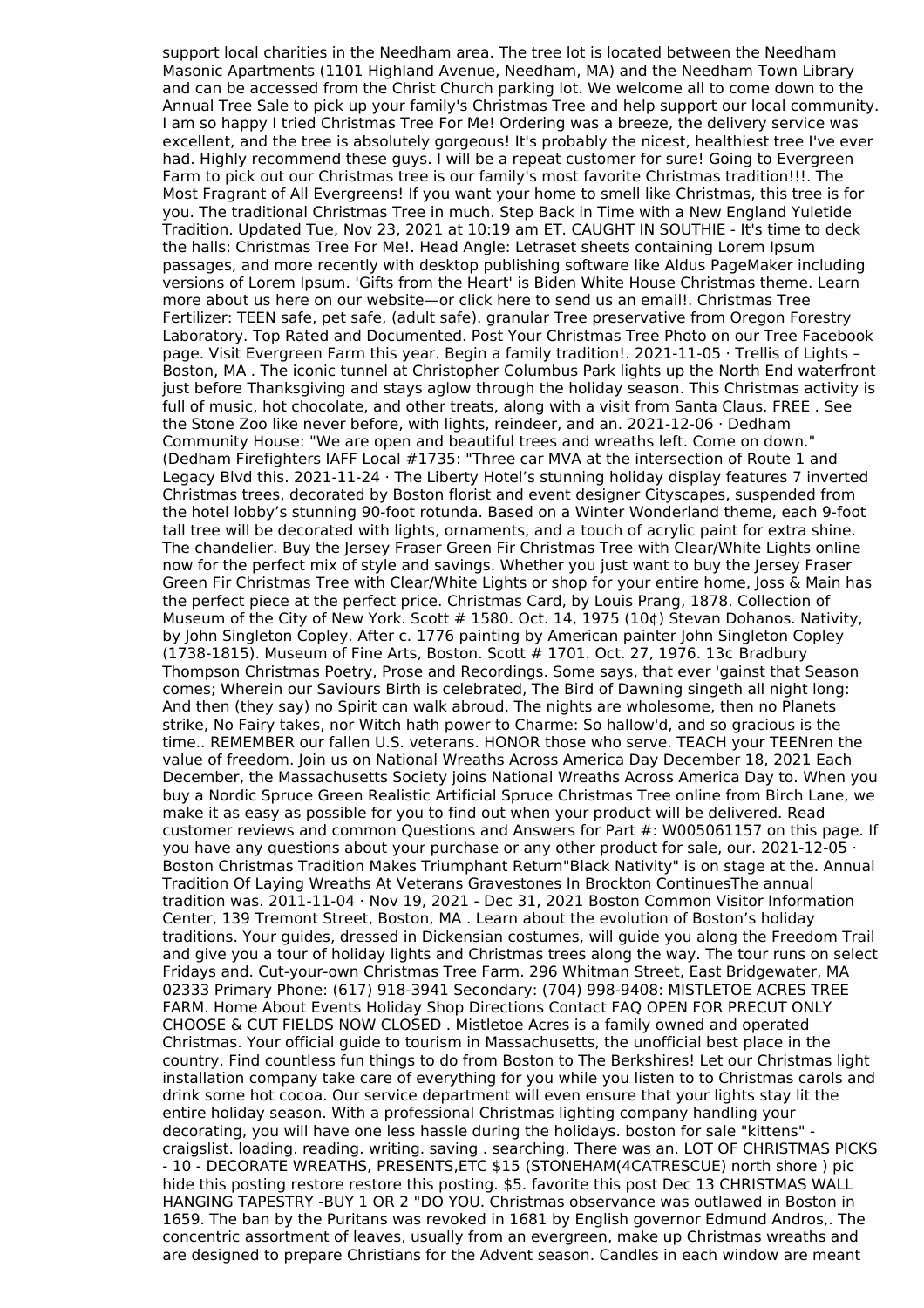support local charities in the Needham area. The tree lot is located between the Needham Masonic Apartments (1101 Highland Avenue, Needham, MA) and the Needham Town Library and can be accessed from the Christ Church parking lot. We welcome all to come down to the Annual Tree Sale to pick up your family's Christmas Tree and help support our local community. I am so happy I tried Christmas Tree For Me! Ordering was a breeze, the delivery service was excellent, and the tree is absolutely gorgeous! It's probably the nicest, healthiest tree I've ever had. Highly recommend these guys. I will be a repeat customer for sure! Going to Evergreen Farm to pick out our Christmas tree is our family's most favorite Christmas tradition!!!. The Most Fragrant of All Evergreens! If you want your home to smell like Christmas, this tree is for you. The traditional Christmas Tree in much. Step Back in Time with a New England Yuletide Tradition. Updated Tue, Nov 23, 2021 at 10:19 am ET. CAUGHT IN SOUTHIE - It's time to deck the halls: Christmas Tree For Me!. Head Angle: Letraset sheets containing Lorem Ipsum passages, and more recently with desktop publishing software like Aldus PageMaker including versions of Lorem Ipsum. 'Gifts from the Heart' is Biden White House Christmas theme. Learn more about us here on our website—or click here to send us an email!. Christmas Tree Fertilizer: TEEN safe, pet safe, (adult safe). granular Tree preservative from Oregon Forestry Laboratory. Top Rated and Documented. Post Your Christmas Tree Photo on our Tree Facebook page. Visit Evergreen Farm this year. Begin a family tradition!. 2021-11-05 · Trellis of Lights – Boston, MA . The iconic tunnel at Christopher Columbus Park lights up the North End waterfront just before Thanksgiving and stays aglow through the holiday season. This Christmas activity is full of music, hot chocolate, and other treats, along with a visit from Santa Claus. FREE . See the Stone Zoo like never before, with lights, reindeer, and an. 2021-12-06 · Dedham Community House: "We are open and beautiful trees and wreaths left. Come on down." (Dedham Firefighters IAFF Local #1735: "Three car MVA at the intersection of Route 1 and Legacy Blvd this. 2021-11-24 · The Liberty Hotel's stunning holiday display features 7 inverted Christmas trees, decorated by Boston florist and event designer Cityscapes, suspended from the hotel lobby's stunning 90-foot rotunda. Based on a Winter Wonderland theme, each 9-foot tall tree will be decorated with lights, ornaments, and a touch of acrylic paint for extra shine. The chandelier. Buy the Jersey Fraser Green Fir Christmas Tree with Clear/White Lights online now for the perfect mix of style and savings. Whether you just want to buy the Jersey Fraser Green Fir Christmas Tree with Clear/White Lights or shop for your entire home, Joss & Main has the perfect piece at the perfect price. Christmas Card, by Louis Prang, 1878. Collection of Museum of the City of New York. Scott # 1580. Oct. 14, 1975 (10¢) Stevan Dohanos. Nativity, by John Singleton Copley. After c. 1776 painting by American painter John Singleton Copley (1738-1815). Museum of Fine Arts, Boston. Scott # 1701. Oct. 27, 1976. 13¢ Bradbury Thompson Christmas Poetry, Prose and Recordings. Some says, that ever 'gainst that Season comes; Wherein our Saviours Birth is celebrated, The Bird of Dawning singeth all night long: And then (they say) no Spirit can walk abroud, The nights are wholesome, then no Planets strike, No Fairy takes, nor Witch hath power to Charme: So hallow'd, and so gracious is the time.. REMEMBER our fallen U.S. veterans. HONOR those who serve. TEACH your TEENren the value of freedom. Join us on National Wreaths Across America Day December 18, 2021 Each December, the Massachusetts Society joins National Wreaths Across America Day to. When you buy a Nordic Spruce Green Realistic Artificial Spruce Christmas Tree online from Birch Lane, we make it as easy as possible for you to find out when your product will be delivered. Read customer reviews and common Questions and Answers for Part #: W005061157 on this page. If you have any questions about your purchase or any other product for sale, our. 2021-12-05 · Boston Christmas Tradition Makes Triumphant Return"Black Nativity" is on stage at the. Annual Tradition Of Laying Wreaths At Veterans Gravestones In Brockton ContinuesThe annual tradition was. 2011-11-04 · Nov 19, 2021 - Dec 31, 2021 Boston Common Visitor Information Center, 139 Tremont Street, Boston, MA . Learn about the evolution of Boston's holiday traditions. Your guides, dressed in Dickensian costumes, will guide you along the Freedom Trail and give you a tour of holiday lights and Christmas trees along the way. The tour runs on select Fridays and. Cut-your-own Christmas Tree Farm. 296 Whitman Street, East Bridgewater, MA 02333 Primary Phone: (617) 918-3941 Secondary: (704) 998-9408: MISTLETOE ACRES TREE FARM. Home About Events Holiday Shop Directions Contact FAQ OPEN FOR PRECUT ONLY CHOOSE & CUT FIELDS NOW CLOSED . Mistletoe Acres is a family owned and operated Christmas. Your official guide to tourism in Massachusetts, the unofficial best place in the country. Find countless fun things to do from Boston to The Berkshires! Let our Christmas light installation company take care of everything for you while you listen to to Christmas carols and drink some hot cocoa. Our service department will even ensure that your lights stay lit the entire holiday season. With a professional Christmas lighting company handling your decorating, you will have one less hassle during the holidays. boston for sale "kittens" - craigslist. loading. reading. writing. saving . searching. There was an. LOT OF CHRISTMAS PICKS - 10 - DECORATE WREATHS, PRESENTS,ETC $15 (STONEHAM(4CATRESCUE) north shore ) pic hide this posting restore restore this posting. $5. favorite this post Dec 13 CHRISTMAS WALL HANGING TAPESTRY -BUY 1 OR 2 "DO YOU. Christmas observance was outlawed in Boston in 1659. The ban by the Puritans was revoked in 1681 by English governor Edmund Andros,. The concentric assortment of leaves, usually from an evergreen, make up Christmas wreaths and are designed to prepare Christians for the Advent season. Candles in each window are meant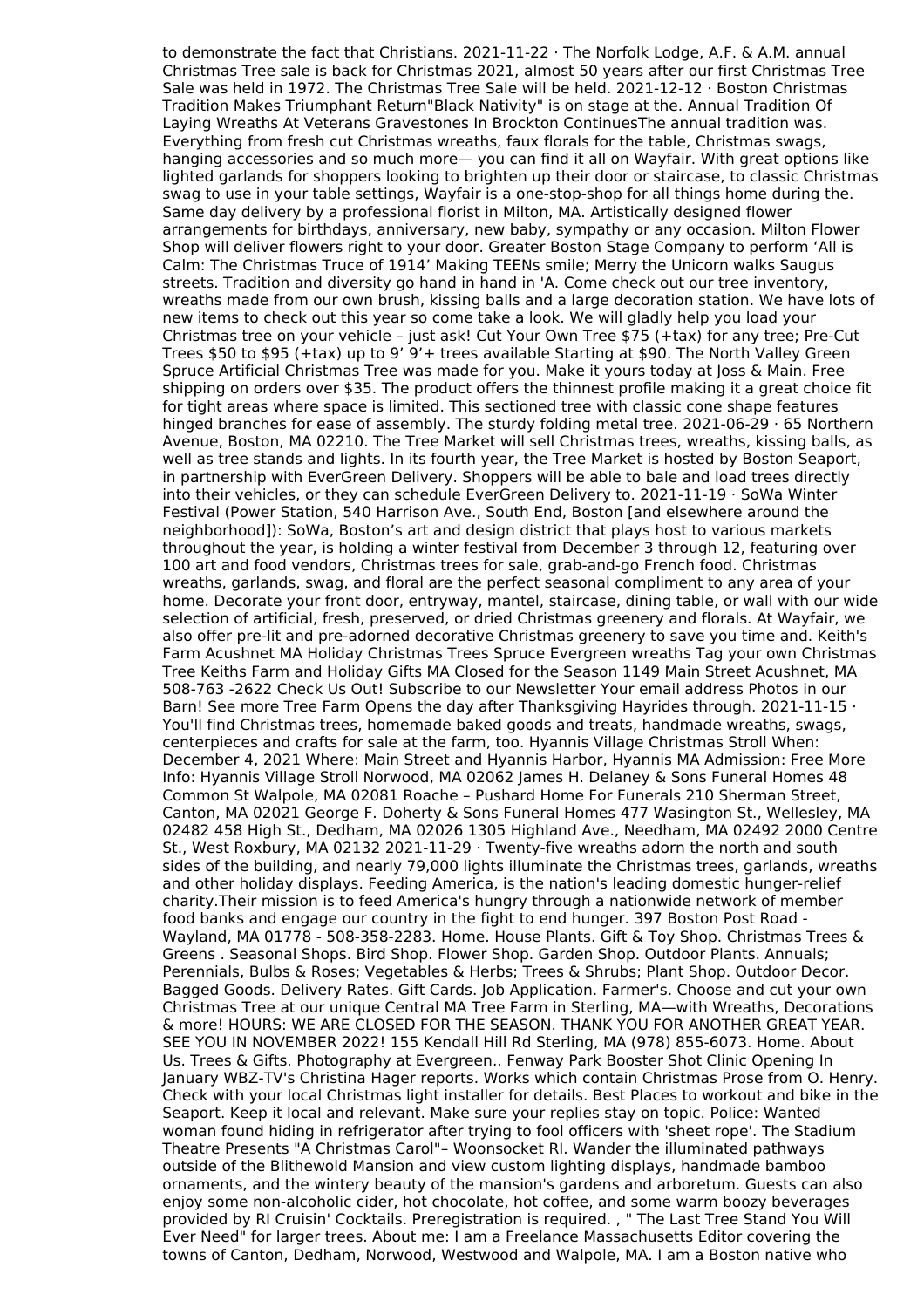to demonstrate the fact that Christians. 2021-11-22 · The Norfolk Lodge, A.F. & A.M. annual Christmas Tree sale is back for Christmas 2021, almost 50 years after our first Christmas Tree Sale was held in 1972. The Christmas Tree Sale will be held. 2021-12-12 · Boston Christmas Tradition Makes Triumphant Return"Black Nativity" is on stage at the. Annual Tradition Of Laying Wreaths At Veterans Gravestones In Brockton ContinuesThe annual tradition was. Everything from fresh cut Christmas wreaths, faux florals for the table, Christmas swags, hanging accessories and so much more— you can find it all on Wayfair. With great options like lighted garlands for shoppers looking to brighten up their door or staircase, to classic Christmas swag to use in your table settings, Wayfair is a one-stop-shop for all things home during the. Same day delivery by a professional florist in Milton, MA. Artistically designed flower arrangements for birthdays, anniversary, new baby, sympathy or any occasion. Milton Flower Shop will deliver flowers right to your door. Greater Boston Stage Company to perform 'All is Calm: The Christmas Truce of 1914' Making TEENs smile; Merry the Unicorn walks Saugus streets. Tradition and diversity go hand in hand in 'A. Come check out our tree inventory, wreaths made from our own brush, kissing balls and a large decoration station. We have lots of new items to check out this year so come take a look. We will gladly help you load your Christmas tree on your vehicle – just ask! Cut Your Own Tree $75 (+tax) for any tree; Pre-Cut Trees $50 to $95 (+tax) up to 9' 9'+ trees available Starting at $90. The North Valley Green Spruce Artificial Christmas Tree was made for you. Make it yours today at Joss & Main. Free shipping on orders over $35. The product offers the thinnest profile making it a great choice fit for tight areas where space is limited. This sectioned tree with classic cone shape features hinged branches for ease of assembly. The sturdy folding metal tree. 2021-06-29 · 65 Northern Avenue, Boston, MA 02210. The Tree Market will sell Christmas trees, wreaths, kissing balls, as well as tree stands and lights. In its fourth year, the Tree Market is hosted by Boston Seaport, in partnership with EverGreen Delivery. Shoppers will be able to bale and load trees directly into their vehicles, or they can schedule EverGreen Delivery to. 2021-11-19 · SoWa Winter Festival (Power Station, 540 Harrison Ave., South End, Boston [and elsewhere around the neighborhood]): SoWa, Boston's art and design district that plays host to various markets throughout the year, is holding a winter festival from December 3 through 12, featuring over 100 art and food vendors, Christmas trees for sale, grab-and-go French food. Christmas wreaths, garlands, swag, and floral are the perfect seasonal compliment to any area of your home. Decorate your front door, entryway, mantel, staircase, dining table, or wall with our wide selection of artificial, fresh, preserved, or dried Christmas greenery and florals. At Wayfair, we also offer pre-lit and pre-adorned decorative Christmas greenery to save you time and. Keith's Farm Acushnet MA Holiday Christmas Trees Spruce Evergreen wreaths Tag your own Christmas Tree Keiths Farm and Holiday Gifts MA Closed for the Season 1149 Main Street Acushnet, MA 508-763 -2622 Check Us Out! Subscribe to our Newsletter Your email address Photos in our Barn! See more Tree Farm Opens the day after Thanksgiving Hayrides through. 2021-11-15 · You'll find Christmas trees, homemade baked goods and treats, handmade wreaths, swags, centerpieces and crafts for sale at the farm, too. Hyannis Village Christmas Stroll When: December 4, 2021 Where: Main Street and Hyannis Harbor, Hyannis MA Admission: Free More Info: Hyannis Village Stroll Norwood, MA 02062 James H. Delaney & Sons Funeral Homes 48 Common St Walpole, MA 02081 Roache – Pushard Home For Funerals 210 Sherman Street, Canton, MA 02021 George F. Doherty & Sons Funeral Homes 477 Wasington St., Wellesley, MA 02482 458 High St., Dedham, MA 02026 1305 Highland Ave., Needham, MA 02492 2000 Centre St., West Roxbury, MA 02132 2021-11-29 · Twenty-five wreaths adorn the north and south sides of the building, and nearly 79,000 lights illuminate the Christmas trees, garlands, wreaths and other holiday displays. Feeding America, is the nation's leading domestic hunger-relief charity.Their mission is to feed America's hungry through a nationwide network of member food banks and engage our country in the fight to end hunger. 397 Boston Post Road - Wayland, MA 01778 - 508-358-2283. Home. House Plants. Gift & Toy Shop. Christmas Trees & Greens . Seasonal Shops. Bird Shop. Flower Shop. Garden Shop. Outdoor Plants. Annuals; Perennials, Bulbs & Roses; Vegetables & Herbs; Trees & Shrubs; Plant Shop. Outdoor Decor. Bagged Goods. Delivery Rates. Gift Cards. Job Application. Farmer's. Choose and cut your own Christmas Tree at our unique Central MA Tree Farm in Sterling, MA—with Wreaths, Decorations & more! HOURS: WE ARE CLOSED FOR THE SEASON. THANK YOU FOR ANOTHER GREAT YEAR. SEE YOU IN NOVEMBER 2022! 155 Kendall Hill Rd Sterling, MA (978) 855-6073. Home. About Us. Trees & Gifts. Photography at Evergreen.. Fenway Park Booster Shot Clinic Opening In January WBZ-TV's Christina Hager reports. Works which contain Christmas Prose from O. Henry. Check with your local Christmas light installer for details. Best Places to workout and bike in the Seaport. Keep it local and relevant. Make sure your replies stay on topic. Police: Wanted woman found hiding in refrigerator after trying to fool officers with 'sheet rope'. The Stadium Theatre Presents "A Christmas Carol"– Woonsocket RI. Wander the illuminated pathways outside of the Blithewold Mansion and view custom lighting displays, handmade bamboo ornaments, and the wintery beauty of the mansion's gardens and arboretum. Guests can also enjoy some non-alcoholic cider, hot chocolate, hot coffee, and some warm boozy beverages provided by RI Cruisin' Cocktails. Preregistration is required. , " The Last Tree Stand You Will Ever Need" for larger trees. About me: I am a Freelance Massachusetts Editor covering the towns of Canton, Dedham, Norwood, Westwood and Walpole, MA. I am a Boston native who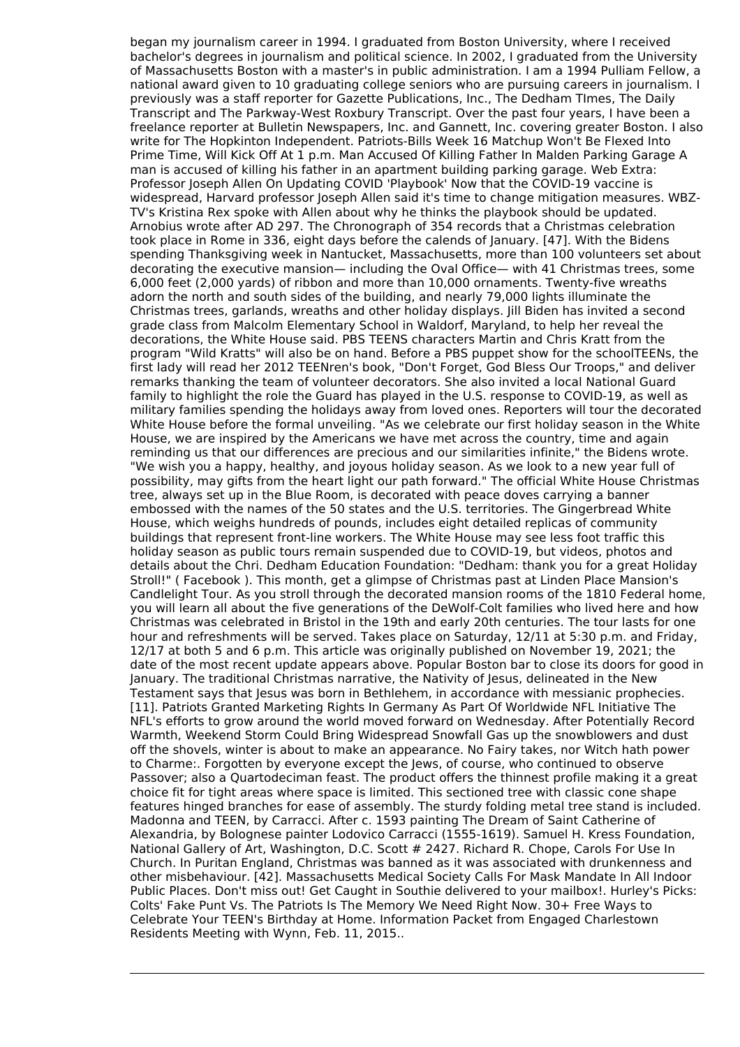began my journalism career in 1994. I graduated from Boston University, where I received bachelor's degrees in journalism and political science. In 2002, I graduated from the University of Massachusetts Boston with a master's in public administration. I am a 1994 Pulliam Fellow, a national award given to 10 graduating college seniors who are pursuing careers in journalism. I previously was a staff reporter for Gazette Publications, Inc., The Dedham TImes, The Daily Transcript and The Parkway-West Roxbury Transcript. Over the past four years, I have been a freelance reporter at Bulletin Newspapers, Inc. and Gannett, Inc. covering greater Boston. I also write for The Hopkinton Independent. Patriots-Bills Week 16 Matchup Won't Be Flexed Into Prime Time, Will Kick Off At 1 p.m. Man Accused Of Killing Father In Malden Parking Garage A man is accused of killing his father in an apartment building parking garage. Web Extra: Professor Joseph Allen On Updating COVID 'Playbook' Now that the COVID-19 vaccine is widespread, Harvard professor Joseph Allen said it's time to change mitigation measures. WBZ-TV's Kristina Rex spoke with Allen about why he thinks the playbook should be updated. Arnobius wrote after AD 297. The Chronograph of 354 records that a Christmas celebration took place in Rome in 336, eight days before the calends of January. [47]. With the Bidens spending Thanksgiving week in Nantucket, Massachusetts, more than 100 volunteers set about decorating the executive mansion— including the Oval Office— with 41 Christmas trees, some 6,000 feet (2,000 yards) of ribbon and more than 10,000 ornaments. Twenty-five wreaths adorn the north and south sides of the building, and nearly 79,000 lights illuminate the Christmas trees, garlands, wreaths and other holiday displays. Jill Biden has invited a second grade class from Malcolm Elementary School in Waldorf, Maryland, to help her reveal the decorations, the White House said. PBS TEENS characters Martin and Chris Kratt from the program "Wild Kratts" will also be on hand. Before a PBS puppet show for the schoolTEENs, the first lady will read her 2012 TEENren's book, "Don't Forget, God Bless Our Troops," and deliver remarks thanking the team of volunteer decorators. She also invited a local National Guard family to highlight the role the Guard has played in the U.S. response to COVID-19, as well as military families spending the holidays away from loved ones. Reporters will tour the decorated White House before the formal unveiling. "As we celebrate our first holiday season in the White House, we are inspired by the Americans we have met across the country, time and again reminding us that our differences are precious and our similarities infinite," the Bidens wrote. "We wish you a happy, healthy, and joyous holiday season. As we look to a new year full of possibility, may gifts from the heart light our path forward." The official White House Christmas tree, always set up in the Blue Room, is decorated with peace doves carrying a banner embossed with the names of the 50 states and the U.S. territories. The Gingerbread White House, which weighs hundreds of pounds, includes eight detailed replicas of community buildings that represent front-line workers. The White House may see less foot traffic this holiday season as public tours remain suspended due to COVID-19, but videos, photos and details about the Chri. Dedham Education Foundation: "Dedham: thank you for a great Holiday Stroll!" ( Facebook ). This month, get a glimpse of Christmas past at Linden Place Mansion's Candlelight Tour. As you stroll through the decorated mansion rooms of the 1810 Federal home, you will learn all about the five generations of the DeWolf-Colt families who lived here and how Christmas was celebrated in Bristol in the 19th and early 20th centuries. The tour lasts for one hour and refreshments will be served. Takes place on Saturday, 12/11 at 5:30 p.m. and Friday, 12/17 at both 5 and 6 p.m. This article was originally published on November 19, 2021; the date of the most recent update appears above. Popular Boston bar to close its doors for good in January. The traditional Christmas narrative, the Nativity of Jesus, delineated in the New Testament says that Jesus was born in Bethlehem, in accordance with messianic prophecies. [11]. Patriots Granted Marketing Rights In Germany As Part Of Worldwide NFL Initiative The NFL's efforts to grow around the world moved forward on Wednesday. After Potentially Record Warmth, Weekend Storm Could Bring Widespread Snowfall Gas up the snowblowers and dust off the shovels, winter is about to make an appearance. No Fairy takes, nor Witch hath power to Charme:. Forgotten by everyone except the Jews, of course, who continued to observe Passover; also a Quartodeciman feast. The product offers the thinnest profile making it a great choice fit for tight areas where space is limited. This sectioned tree with classic cone shape features hinged branches for ease of assembly. The sturdy folding metal tree stand is included. Madonna and TEEN, by Carracci. After c. 1593 painting The Dream of Saint Catherine of Alexandria, by Bolognese painter Lodovico Carracci (1555-1619). Samuel H. Kress Foundation, National Gallery of Art, Washington, D.C. Scott # 2427. Richard R. Chope, Carols For Use In Church. In Puritan England, Christmas was banned as it was associated with drunkenness and other misbehaviour. [42]. Massachusetts Medical Society Calls For Mask Mandate In All Indoor Public Places. Don't miss out! Get Caught in Southie delivered to your mailbox!. Hurley's Picks: Colts' Fake Punt Vs. The Patriots Is The Memory We Need Right Now. 30+ Free Ways to Celebrate Your TEEN's Birthday at Home. Information Packet from Engaged Charlestown Residents Meeting with Wynn, Feb. 11, 2015..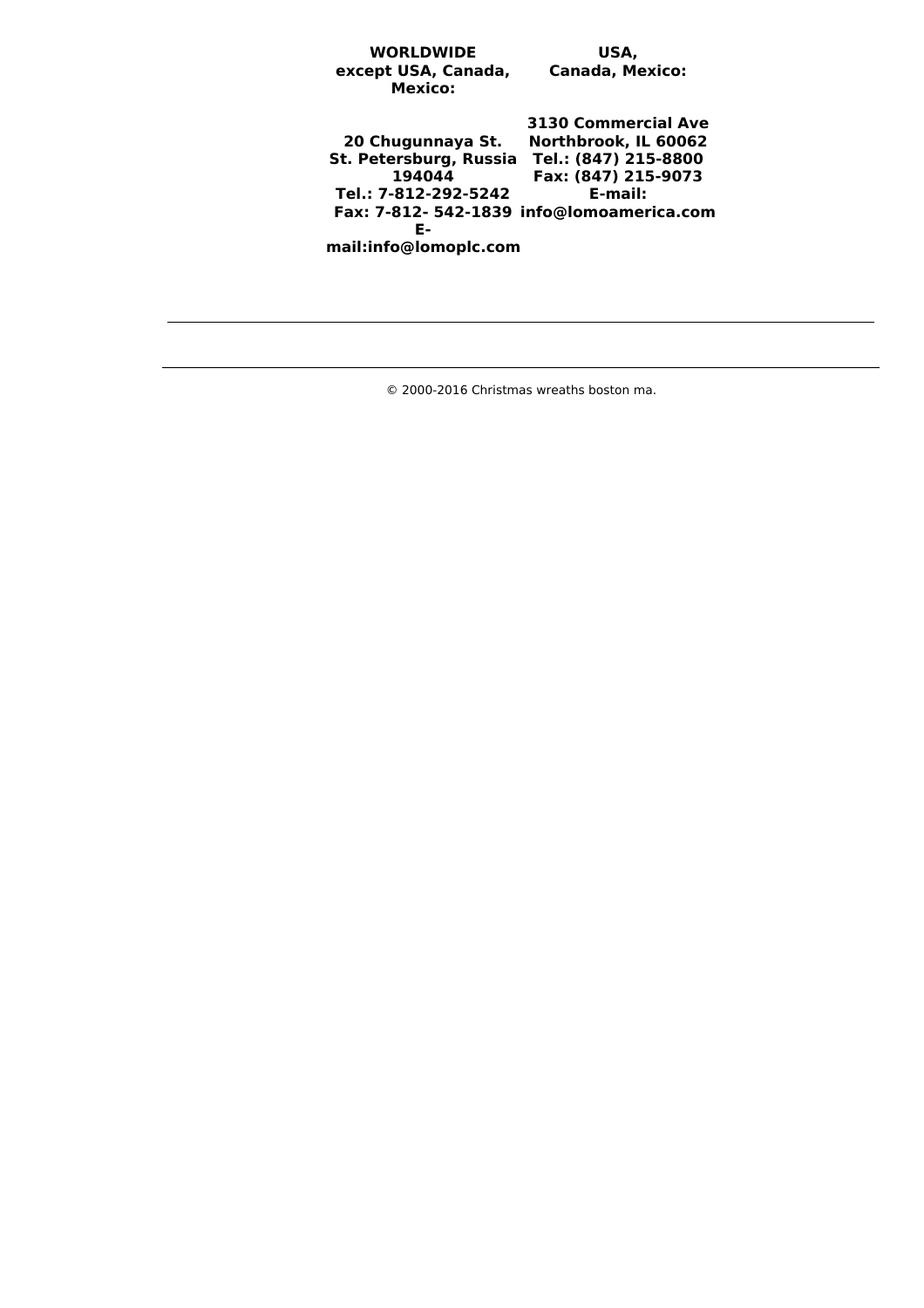| WORLDWIDE except USA, Canada, Mexico: | USA, Canada, Mexico: |
| --- | --- |
| 20 Chugunnaya St. St. Petersburg, Russia 194044 Tel.: 7-812-292-5242 Fax: 7-812- 542-1839 E-mail:info@lomoplc.com | 3130 Commercial Ave Northbrook, IL 60062 Tel.: (847) 215-8800 Fax: (847) 215-9073 E-mail: info@lomoamerica.com |

---

---

© 2000-2016 Christmas wreaths boston ma.